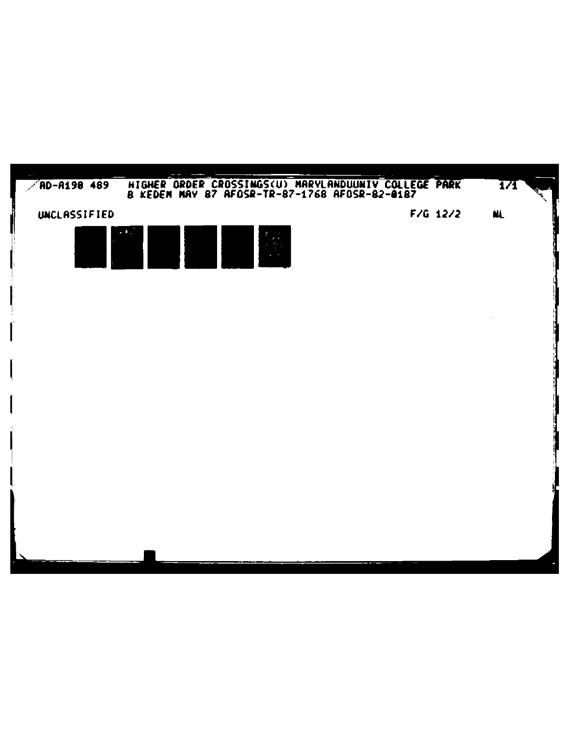AD-A190 489 HIGHER ORDER CROSSINGS(U) MARYLANDUUNIV COLLEGE PARK 1/1
B KEDEM MAY 87 AFOSR-TR-87-1768 AFOSR-82-0187

UNCLASSIFIED F/G 12/2 NL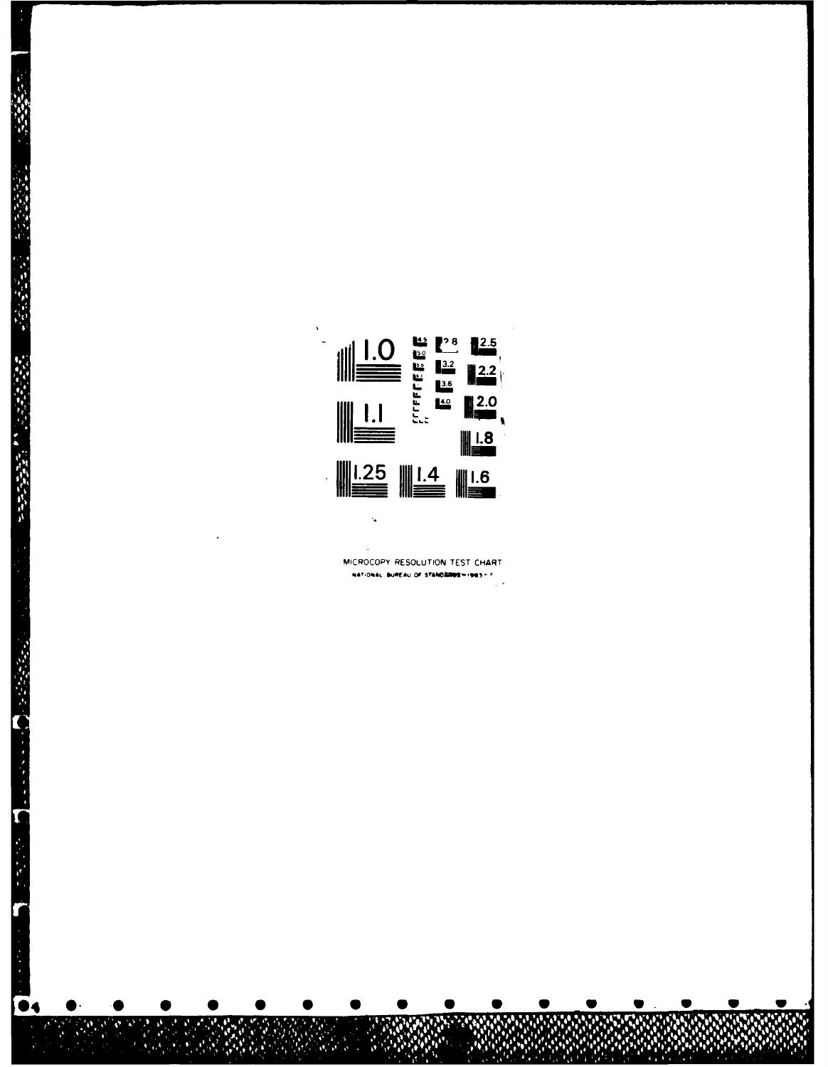MICROCOPY RESOLUTION TEST CHART

NATIONAL BUREAU OF STANDARDS-1963-A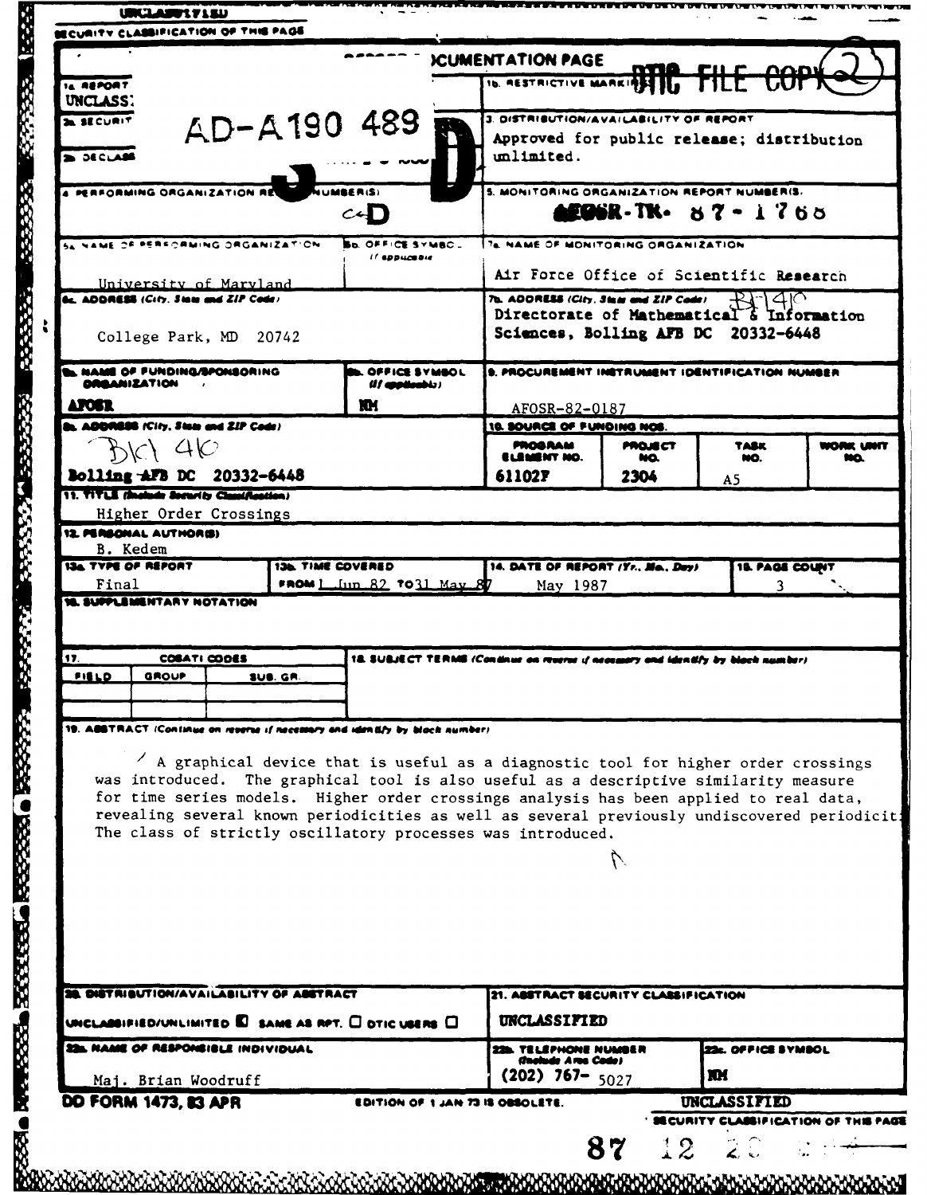UNCLASSIFIED

SECURITY CLASSIFICATION OF THIS PAGE

# REPORT DOCUMENTATION PAGE

DTIC FILE COPY (2)

AD-A190 489

| Field | Content |
|---|---|
| 1a. REPORT SECURITY CLASSIFICATION | UNCLASSIFIED |
| 1b. RESTRICTIVE MARKINGS | |
| 2a. SECURITY CLASSIFICATION AUTHORITY | |
| 2b. DECLASSIFICATION/DOWNGRADING SCHEDULE | |
| 3. DISTRIBUTION/AVAILABILITY OF REPORT | Approved for public release; distribution unlimited. |
| 4. PERFORMING ORGANIZATION REPORT NUMBER(S) | |
| 5. MONITORING ORGANIZATION REPORT NUMBER(S) | AFOSR-TR- 87-1766 |
| 6a. NAME OF PERFORMING ORGANIZATION | University of Maryland |
| 6b. OFFICE SYMBOL (If applicable) | |
| 7a. NAME OF MONITORING ORGANIZATION | Air Force Office of Scientific Research |
| 6c. ADDRESS (City, State and ZIP Code) | College Park, MD 20742 |
| 7b. ADDRESS (City, State and ZIP Code) | BLDG 410, Directorate of Mathematical & Information Sciences, Bolling AFB DC 20332-6448 |
| 8a. NAME OF FUNDING/SPONSORING ORGANIZATION | AFOSR |
| 8b. OFFICE SYMBOL (If applicable) | NM |
| 9. PROCUREMENT INSTRUMENT IDENTIFICATION NUMBER | AFOSR-82-0187 |
| 8c. ADDRESS (City, State and ZIP Code) | BLDG 410, Bolling AFB DC 20332-6448 |

10. SOURCE OF FUNDING NOS.

| PROGRAM ELEMENT NO. | PROJECT NO. | TASK NO. | WORK UNIT NO. |
|---|---|---|---|
| 61102F | 2304 | A5 | |

11. TITLE (Include Security Classification): Higher Order Crossings

12. PERSONAL AUTHOR(S): B. Kedem

| 13a. TYPE OF REPORT | 13b. TIME COVERED | 14. DATE OF REPORT (Yr., Mo., Day) | 15. PAGE COUNT |
|---|---|---|---|
| Final | FROM 1 Jun 82 TO 31 May 87 | May 1987 | 3 |

16. SUPPLEMENTARY NOTATION

| 17. COSATI CODES | | | 18. SUBJECT TERMS (Continue on reverse if necessary and identify by block number) |
|---|---|---|---|
| FIELD | GROUP | SUB. GR. | |
| | | | |

19. ABSTRACT (Continue on reverse if necessary and identify by block number)

A graphical device that is useful as a diagnostic tool for higher order crossings was introduced. The graphical tool is also useful as a descriptive similarity measure for time series models. Higher order crossings analysis has been applied to real data, revealing several known periodicities as well as several previously undiscovered periodicit[ies]. The class of strictly oscillatory processes was introduced.

| 20. DISTRIBUTION/AVAILABILITY OF ABSTRACT | 21. ABSTRACT SECURITY CLASSIFICATION |
|---|---|
| UNCLASSIFIED/UNLIMITED ☒ SAME AS RPT. ☐ DTIC USERS ☐ | UNCLASSIFIED |

| 22a. NAME OF RESPONSIBLE INDIVIDUAL | 22b. TELEPHONE NUMBER (Include Area Code) | 22c. OFFICE SYMBOL |
|---|---|---|
| Maj. Brian Woodruff | (202) 767- 5027 | NM |

DD FORM 1473, 83 APR — EDITION OF 1 JAN 73 IS OBSOLETE.

UNCLASSIFIED

SECURITY CLASSIFICATION OF THIS PAGE

87 12 2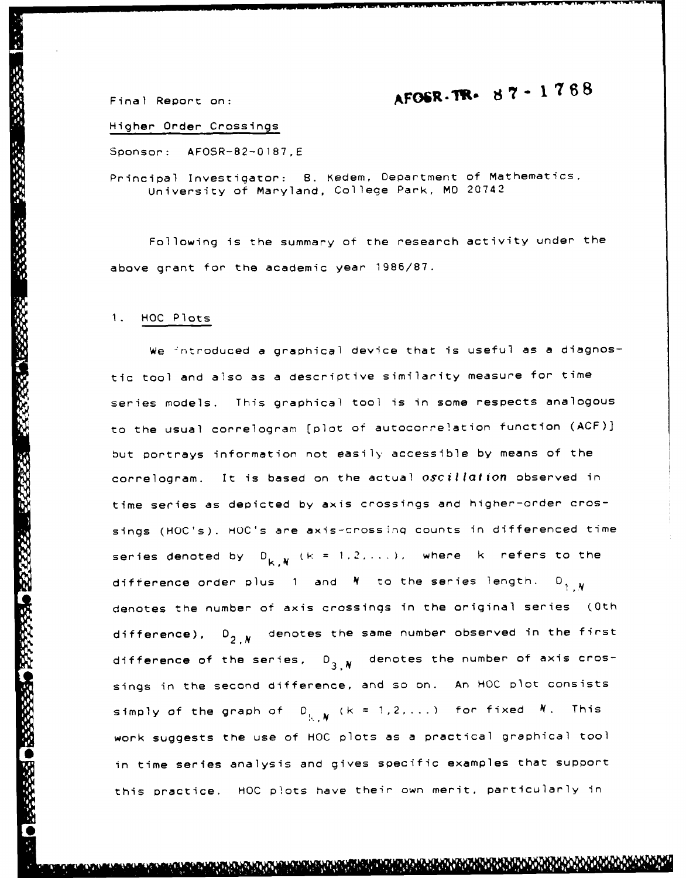Final Report on: **AFOSR-TR- 87-1768**

Higher Order Crossings

Sponsor: AFOSR-82-0187,E

Principal Investigator: B. Kedem, Department of Mathematics, University of Maryland, College Park, MD 20742

Following is the summary of the research activity under the above grant for the academic year 1986/87.

## 1. HOC Plots

We introduced a graphical device that is useful as a diagnostic tool and also as a descriptive similarity measure for time series models. This graphical tool is in some respects analogous to the usual correlogram [plot of autocorrelation function (ACF)] but portrays information not easily accessible by means of the correlogram. It is based on the actual *oscillation* observed in time series as depicted by axis crossings and higher-order crossings (HOC's). HOC's are axis-crossing counts in differenced time series denoted by $D_{k,N}$ ($k = 1,2,\ldots$), where $k$ refers to the difference order plus 1 and $N$ to the series length. $D_{1,N}$ denotes the number of axis crossings in the original series (0th difference), $D_{2,N}$ denotes the same number observed in the first difference of the series, $D_{3,N}$ denotes the number of axis crossings in the second difference, and so on. An HOC plot consists simply of the graph of $D_{k,N}$ ($k = 1,2,\ldots$) for fixed $N$. This work suggests the use of HOC plots as a practical graphical tool in time series analysis and gives specific examples that support this practice. HOC plots have their own merit, particularly in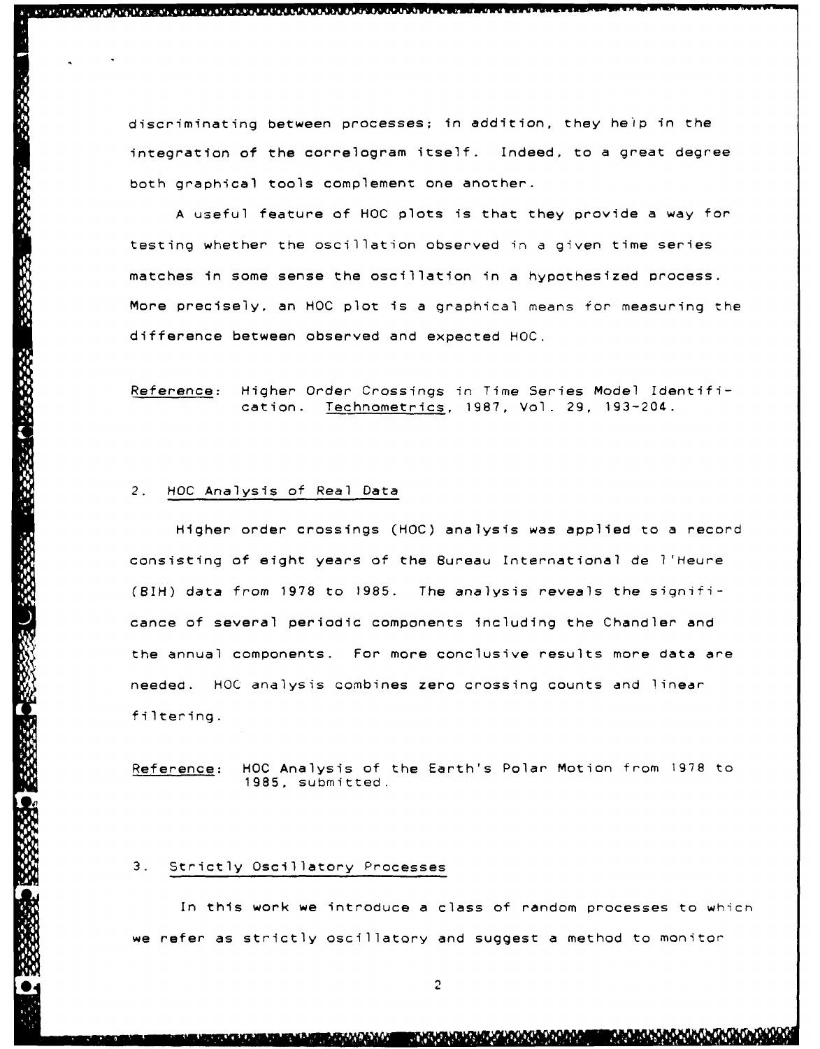discriminating between processes; in addition, they help in the integration of the correlogram itself. Indeed, to a great degree both graphical tools complement one another.

A useful feature of HOC plots is that they provide a way for testing whether the oscillation observed in a given time series matches in some sense the oscillation in a hypothesized process. More precisely, an HOC plot is a graphical means for measuring the difference between observed and expected HOC.

Reference: Higher Order Crossings in Time Series Model Identification. Technometrics, 1987, Vol. 29, 193-204.

## 2. HOC Analysis of Real Data

Higher order crossings (HOC) analysis was applied to a record consisting of eight years of the Bureau International de l'Heure (BIH) data from 1978 to 1985. The analysis reveals the significance of several periodic components including the Chandler and the annual components. For more conclusive results more data are needed. HOC analysis combines zero crossing counts and linear filtering.

Reference: HOC Analysis of the Earth's Polar Motion from 1978 to 1985, submitted.

## 3. Strictly Oscillatory Processes

In this work we introduce a class of random processes to which we refer as strictly oscillatory and suggest a method to monitor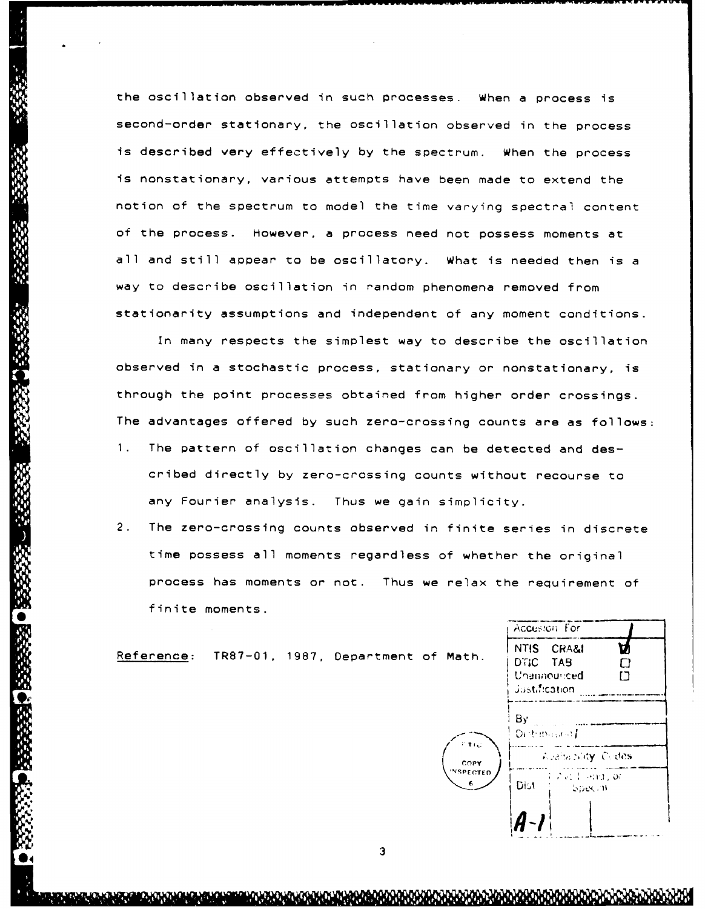the oscillation observed in such processes. When a process is second-order stationary, the oscillation observed in the process is described very effectively by the spectrum. When the process is nonstationary, various attempts have been made to extend the notion of the spectrum to model the time varying spectral content of the process. However, a process need not possess moments at all and still appear to be oscillatory. What is needed then is a way to describe oscillation in random phenomena removed from stationarity assumptions and independent of any moment conditions.

In many respects the simplest way to describe the oscillation observed in a stochastic process, stationary or nonstationary, is through the point processes obtained from higher order crossings. The advantages offered by such zero-crossing counts are as follows:

1. The pattern of oscillation changes can be detected and described directly by zero-crossing counts without recourse to any Fourier analysis. Thus we gain simplicity.
2. The zero-crossing counts observed in finite series in discrete time possess all moments regardless of whether the original process has moments or not. Thus we relax the requirement of finite moments.

Reference: TR87-01, 1987, Department of Math.

| Accession For | |
|---|---|
| NTIS CRA&I | ☑ |
| DTIC TAB | ☐ |
| Unannounced | ☐ |
| Justification | |
| By | |
| Distribution/ | |
| Availability Codes | |
| Dist | Avail and/or Special |
| A-1 | |

DTIC COPY INSPECTED 6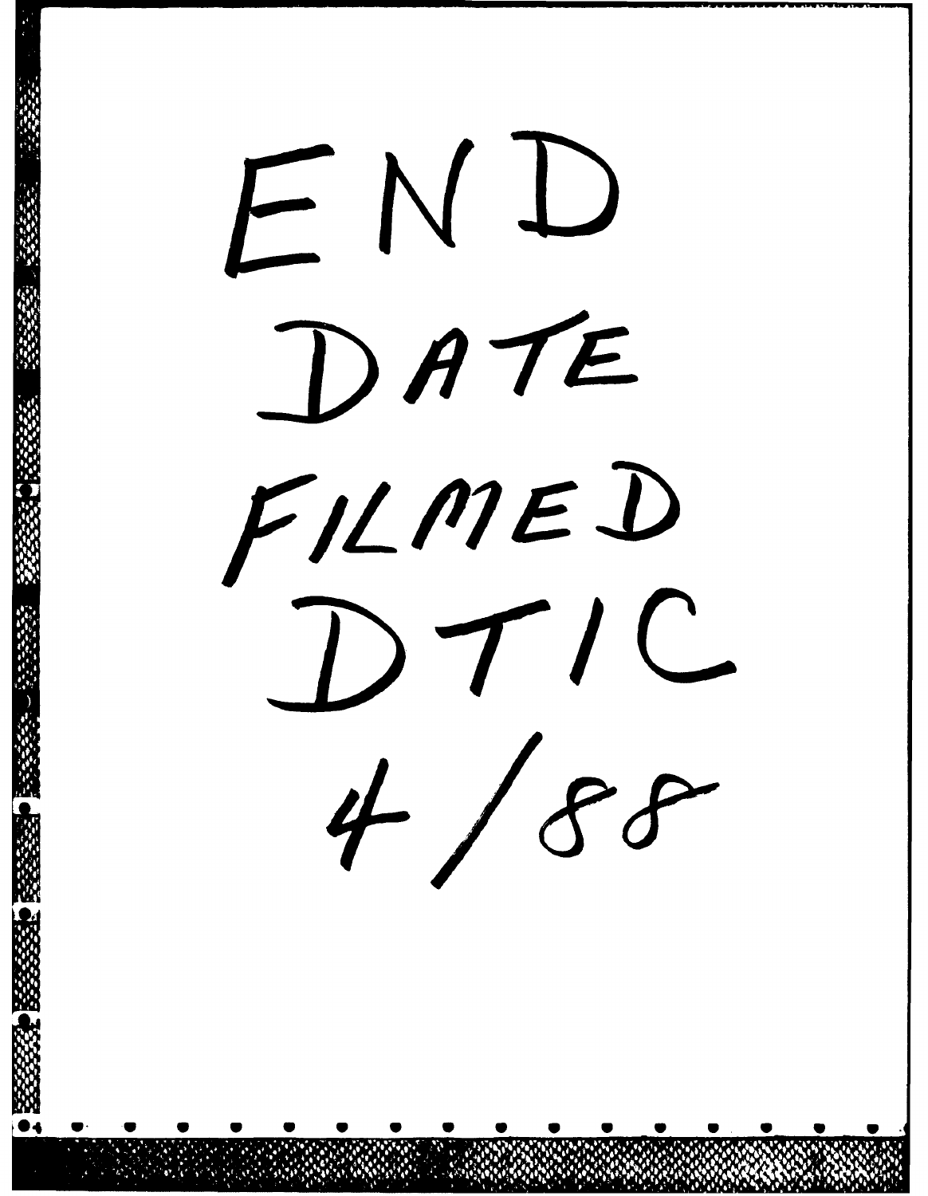END

DATE

FILMED

DTIC

4/88